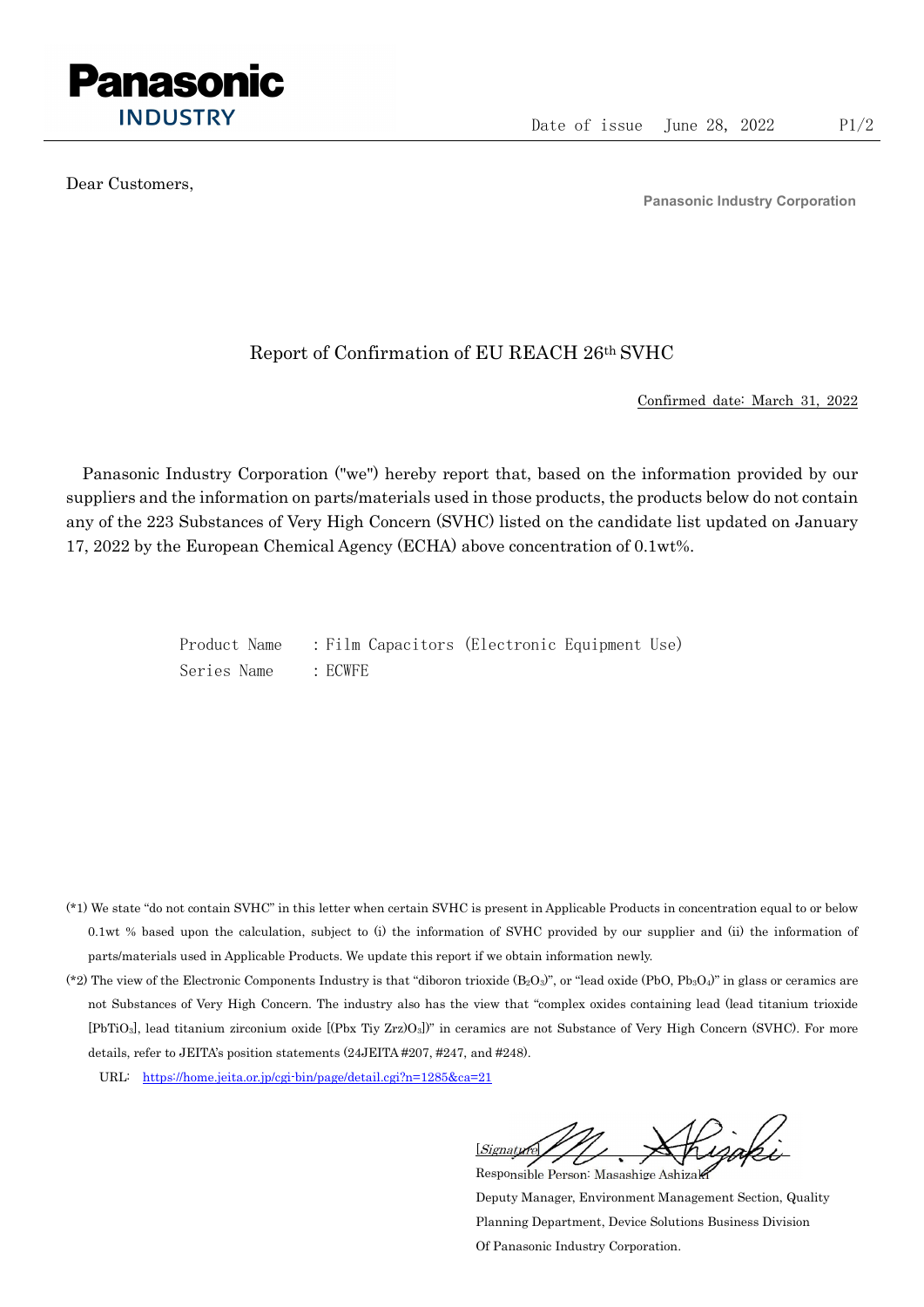Panasonic INDUSTRY

Date of issue June 28, 2022

Dear Customers,

Panasonic Industry Corporation

# Report of Confirmation of EU REACH 26th SVHC

Confirmed date: March 31, 2022

Panasonic Industry Corporation ("we") hereby report that, based on the information provided by our suppliers and the information on parts/materials used in those products, the products below do not contain any of the 223 Substances of Very High Concern (SVHC) listed on the candidate list updated on January 17, 2022 by the European Chemical Agency (ECHA) above concentration of 0.1wt%.

Product Name : Film Capacitors (Electronic Equipment Use)
Series Name : ECWFE

(*1) We state "do not contain SVHC" in this letter when certain SVHC is present in Applicable Products in concentration equal to or below 0.1wt % based upon the calculation, subject to (i) the information of SVHC provided by our supplier and (ii) the information of parts/materials used in Applicable Products. We update this report if we obtain information newly.

(*2) The view of the Electronic Components Industry is that "diboron trioxide ($B_2O_3$)", or "lead oxide ($PbO$, $Pb_3O_4$)" in glass or ceramics are not Substances of Very High Concern. The industry also has the view that "complex oxides containing lead (lead titanium trioxide [$PbTiO_3$], lead titanium zirconium oxide [$(Pbx\ Tiy\ Zrz)O_3$])" in ceramics are not Substance of Very High Concern (SVHC). For more details, refer to JEITA's position statements (24JEITA #207, #247, and #248).

URL: https://home.jeita.or.jp/cgi-bin/page/detail.cgi?n=1285&ca=21

[Signature]

Responsible Person: Masashige Ashizaki

Deputy Manager, Environment Management Section, Quality Planning Department, Device Solutions Business Division Of Panasonic Industry Corporation.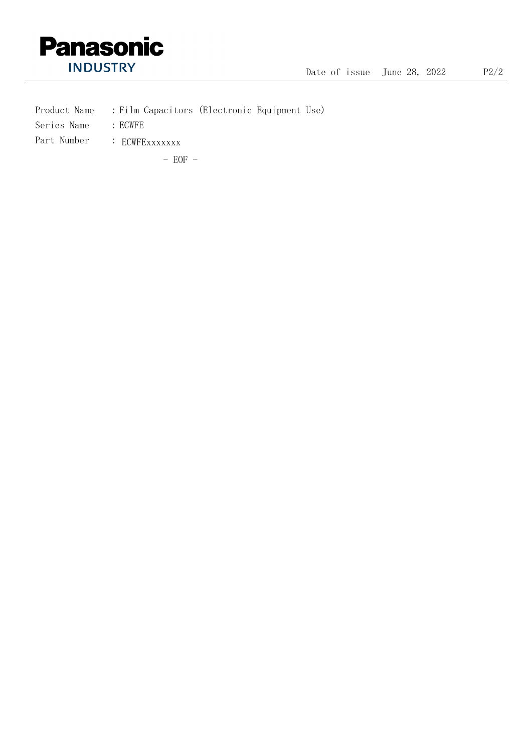Product Name : Film Capacitors (Electronic Equipment Use)

Series Name : ECWFE

Part Number : ECWFExxxxxxx

－ EOF －